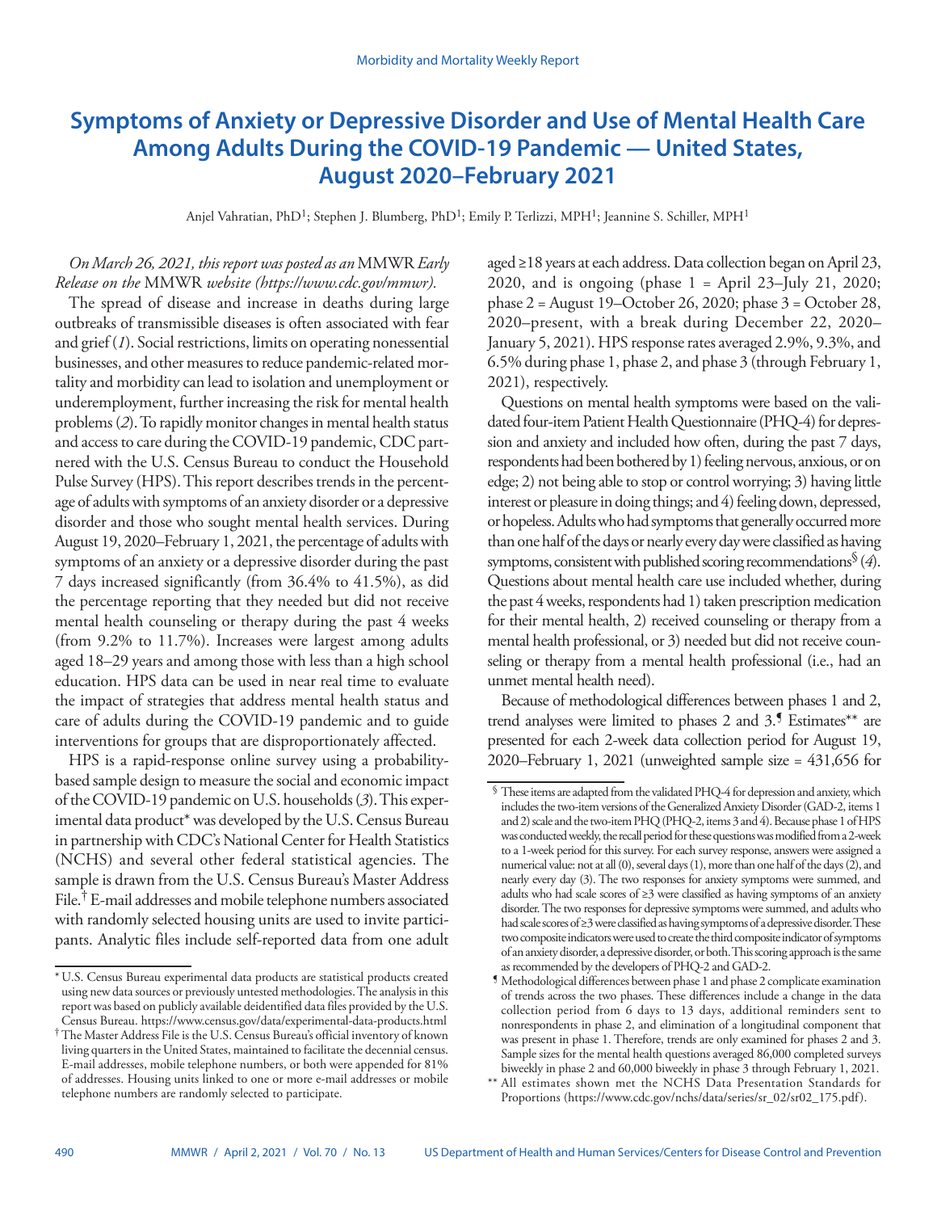# Symptoms of Anxiety or Depressive Disorder and Use of Mental Health Care Among Adults During the COVID-19 Pandemic — United States, August 2020–February 2021

Anjel Vahratian, PhD[1]; Stephen J. Blumberg, PhD[1]; Emily P. Terlizzi, MPH[1]; Jeannine S. Schiller, MPH[1]

*On March 26, 2021, this report was posted as an* MMWR *Early Release on the* MMWR *website (https://www.cdc.gov/mmwr).*

The spread of disease and increase in deaths during large outbreaks of transmissible diseases is often associated with fear and grief (*1*). Social restrictions, limits on operating nonessential businesses, and other measures to reduce pandemic-related mortality and morbidity can lead to isolation and unemployment or underemployment, further increasing the risk for mental health problems (*2*). To rapidly monitor changes in mental health status and access to care during the COVID-19 pandemic, CDC partnered with the U.S. Census Bureau to conduct the Household Pulse Survey (HPS). This report describes trends in the percentage of adults with symptoms of an anxiety disorder or a depressive disorder and those who sought mental health services. During August 19, 2020–February 1, 2021, the percentage of adults with symptoms of an anxiety or a depressive disorder during the past 7 days increased significantly (from 36.4% to 41.5%), as did the percentage reporting that they needed but did not receive mental health counseling or therapy during the past 4 weeks (from 9.2% to 11.7%). Increases were largest among adults aged 18–29 years and among those with less than a high school education. HPS data can be used in near real time to evaluate the impact of strategies that address mental health status and care of adults during the COVID-19 pandemic and to guide interventions for groups that are disproportionately affected.

HPS is a rapid-response online survey using a probability-based sample design to measure the social and economic impact of the COVID-19 pandemic on U.S. households (*3*). This experimental data product* was developed by the U.S. Census Bureau in partnership with CDC's National Center for Health Statistics (NCHS) and several other federal statistical agencies. The sample is drawn from the U.S. Census Bureau's Master Address File.† E-mail addresses and mobile telephone numbers associated with randomly selected housing units are used to invite participants. Analytic files include self-reported data from one adult aged ≥18 years at each address. Data collection began on April 23, 2020, and is ongoing (phase 1 = April 23–July 21, 2020; phase 2 = August 19–October 26, 2020; phase 3 = October 28, 2020–present, with a break during December 22, 2020–January 5, 2021). HPS response rates averaged 2.9%, 9.3%, and 6.5% during phase 1, phase 2, and phase 3 (through February 1, 2021), respectively.

Questions on mental health symptoms were based on the validated four-item Patient Health Questionnaire (PHQ-4) for depression and anxiety and included how often, during the past 7 days, respondents had been bothered by 1) feeling nervous, anxious, or on edge; 2) not being able to stop or control worrying; 3) having little interest or pleasure in doing things; and 4) feeling down, depressed, or hopeless. Adults who had symptoms that generally occurred more than one half of the days or nearly every day were classified as having symptoms, consistent with published scoring recommendations§ (*4*). Questions about mental health care use included whether, during the past 4 weeks, respondents had 1) taken prescription medication for their mental health, 2) received counseling or therapy from a mental health professional, or 3) needed but did not receive counseling or therapy from a mental health professional (i.e., had an unmet mental health need).

Because of methodological differences between phases 1 and 2, trend analyses were limited to phases 2 and 3.¶ Estimates** are presented for each 2-week data collection period for August 19, 2020–February 1, 2021 (unweighted sample size = 431,656 for

---

\* U.S. Census Bureau experimental data products are statistical products created using new data sources or previously untested methodologies. The analysis in this report was based on publicly available deidentified data files provided by the U.S. Census Bureau. https://www.census.gov/data/experimental-data-products.html

† The Master Address File is the U.S. Census Bureau's official inventory of known living quarters in the United States, maintained to facilitate the decennial census. E-mail addresses, mobile telephone numbers, or both were appended for 81% of addresses. Housing units linked to one or more e-mail addresses or mobile telephone numbers are randomly selected to participate.

§ These items are adapted from the validated PHQ-4 for depression and anxiety, which includes the two-item versions of the Generalized Anxiety Disorder (GAD-2, items 1 and 2) scale and the two-item PHQ (PHQ-2, items 3 and 4). Because phase 1 of HPS was conducted weekly, the recall period for these questions was modified from a 2-week to a 1-week period for this survey. For each survey response, answers were assigned a numerical value: not at all (0), several days (1), more than one half of the days (2), and nearly every day (3). The two responses for anxiety symptoms were summed, and adults who had scale scores of ≥3 were classified as having symptoms of an anxiety disorder. The two responses for depressive symptoms were summed, and adults who had scale scores of ≥3 were classified as having symptoms of a depressive disorder. These two composite indicators were used to create the third composite indicator of symptoms of an anxiety disorder, a depressive disorder, or both. This scoring approach is the same as recommended by the developers of PHQ-2 and GAD-2.

¶ Methodological differences between phase 1 and phase 2 complicate examination of trends across the two phases. These differences include a change in the data collection period from 6 days to 13 days, additional reminders sent to nonrespondents in phase 2, and elimination of a longitudinal component that was present in phase 1. Therefore, trends are only examined for phases 2 and 3. Sample sizes for the mental health questions averaged 86,000 completed surveys biweekly in phase 2 and 60,000 biweekly in phase 3 through February 1, 2021.

\*\* All estimates shown met the NCHS Data Presentation Standards for Proportions (https://www.cdc.gov/nchs/data/series/sr_02/sr02_175.pdf).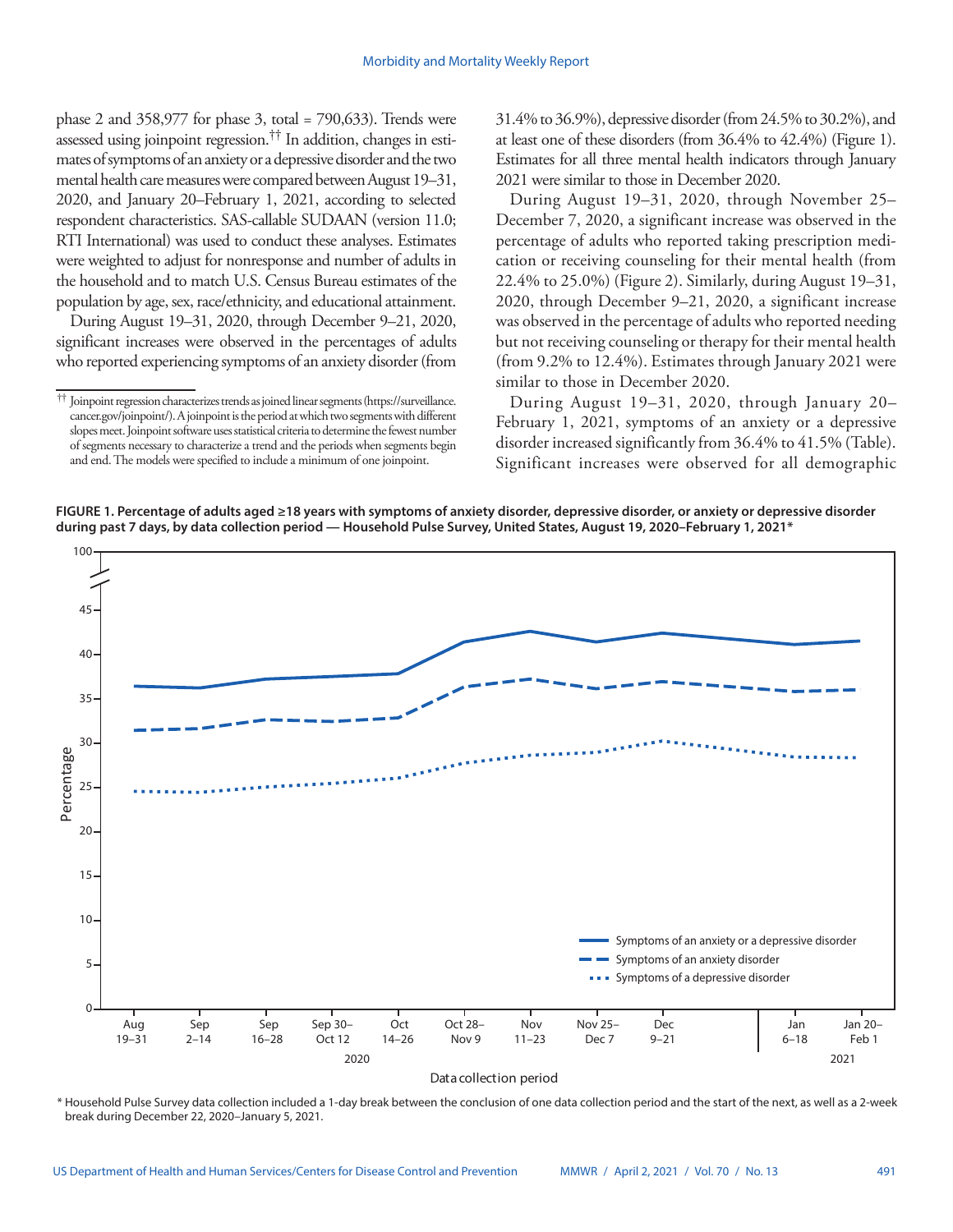phase 2 and 358,977 for phase 3, total = 790,633). Trends were assessed using joinpoint regression.[††] In addition, changes in estimates of symptoms of an anxiety or a depressive disorder and the two mental health care measures were compared between August 19–31, 2020, and January 20–February 1, 2021, according to selected respondent characteristics. SAS-callable SUDAAN (version 11.0; RTI International) was used to conduct these analyses. Estimates were weighted to adjust for nonresponse and number of adults in the household and to match U.S. Census Bureau estimates of the population by age, sex, race/ethnicity, and educational attainment.

During August 19–31, 2020, through December 9–21, 2020, significant increases were observed in the percentages of adults who reported experiencing symptoms of an anxiety disorder (from 31.4% to 36.9%), depressive disorder (from 24.5% to 30.2%), and at least one of these disorders (from 36.4% to 42.4%) (Figure 1). Estimates for all three mental health indicators through January 2021 were similar to those in December 2020.

During August 19–31, 2020, through November 25–December 7, 2020, a significant increase was observed in the percentage of adults who reported taking prescription medication or receiving counseling for their mental health (from 22.4% to 25.0%) (Figure 2). Similarly, during August 19–31, 2020, through December 9–21, 2020, a significant increase was observed in the percentage of adults who reported needing but not receiving counseling or therapy for their mental health (from 9.2% to 12.4%). Estimates through January 2021 were similar to those in December 2020.

During August 19–31, 2020, through January 20–February 1, 2021, symptoms of an anxiety or a depressive disorder increased significantly from 36.4% to 41.5% (Table). Significant increases were observed for all demographic

[††] Joinpoint regression characterizes trends as joined linear segments (https://surveillance.cancer.gov/joinpoint/). A joinpoint is the period at which two segments with different slopes meet. Joinpoint software uses statistical criteria to determine the fewest number of segments necessary to characterize a trend and the periods when segments begin and end. The models were specified to include a minimum of one joinpoint.

**FIGURE 1. Percentage of adults aged ≥18 years with symptoms of anxiety disorder, depressive disorder, or anxiety or depressive disorder during past 7 days, by data collection period — Household Pulse Survey, United States, August 19, 2020–February 1, 2021***

\* Household Pulse Survey data collection included a 1-day break between the conclusion of one data collection period and the start of the next, as well as a 2-week break during December 22, 2020–January 5, 2021.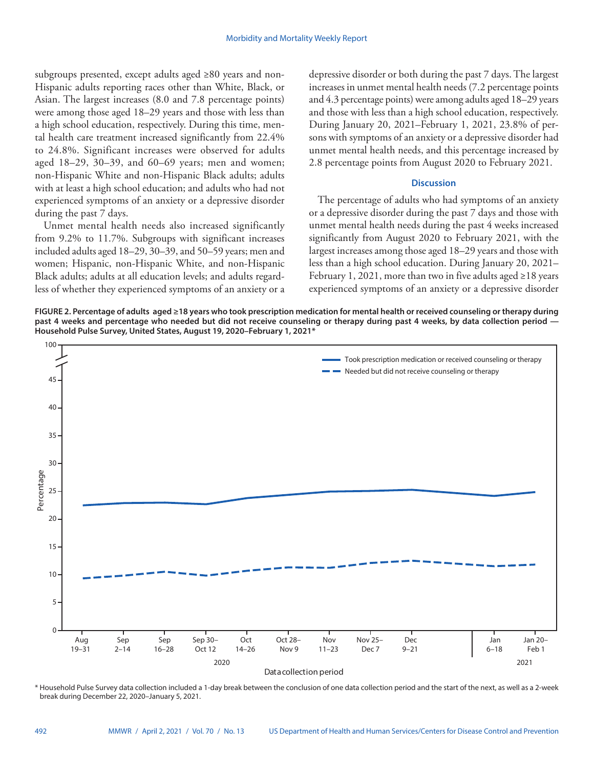subgroups presented, except adults aged ≥80 years and non-Hispanic adults reporting races other than White, Black, or Asian. The largest increases (8.0 and 7.8 percentage points) were among those aged 18–29 years and those with less than a high school education, respectively. During this time, mental health care treatment increased significantly from 22.4% to 24.8%. Significant increases were observed for adults aged 18–29, 30–39, and 60–69 years; men and women; non-Hispanic White and non-Hispanic Black adults; adults with at least a high school education; and adults who had not experienced symptoms of an anxiety or a depressive disorder during the past 7 days.

Unmet mental health needs also increased significantly from 9.2% to 11.7%. Subgroups with significant increases included adults aged 18–29, 30–39, and 50–59 years; men and women; Hispanic, non-Hispanic White, and non-Hispanic Black adults; adults at all education levels; and adults regardless of whether they experienced symptoms of an anxiety or a depressive disorder or both during the past 7 days. The largest increases in unmet mental health needs (7.2 percentage points and 4.3 percentage points) were among adults aged 18–29 years and those with less than a high school education, respectively. During January 20, 2021–February 1, 2021, 23.8% of persons with symptoms of an anxiety or a depressive disorder had unmet mental health needs, and this percentage increased by 2.8 percentage points from August 2020 to February 2021.

## Discussion

The percentage of adults who had symptoms of an anxiety or a depressive disorder during the past 7 days and those with unmet mental health needs during the past 4 weeks increased significantly from August 2020 to February 2021, with the largest increases among those aged 18–29 years and those with less than a high school education. During January 20, 2021–February 1, 2021, more than two in five adults aged ≥18 years experienced symptoms of an anxiety or a depressive disorder

**FIGURE 2. Percentage of adults aged ≥18 years who took prescription medication for mental health or received counseling or therapy during past 4 weeks and percentage who needed but did not receive counseling or therapy during past 4 weeks, by data collection period — Household Pulse Survey, United States, August 19, 2020–February 1, 2021***

\* Household Pulse Survey data collection included a 1-day break between the conclusion of one data collection period and the start of the next, as well as a 2-week break during December 22, 2020–January 5, 2021.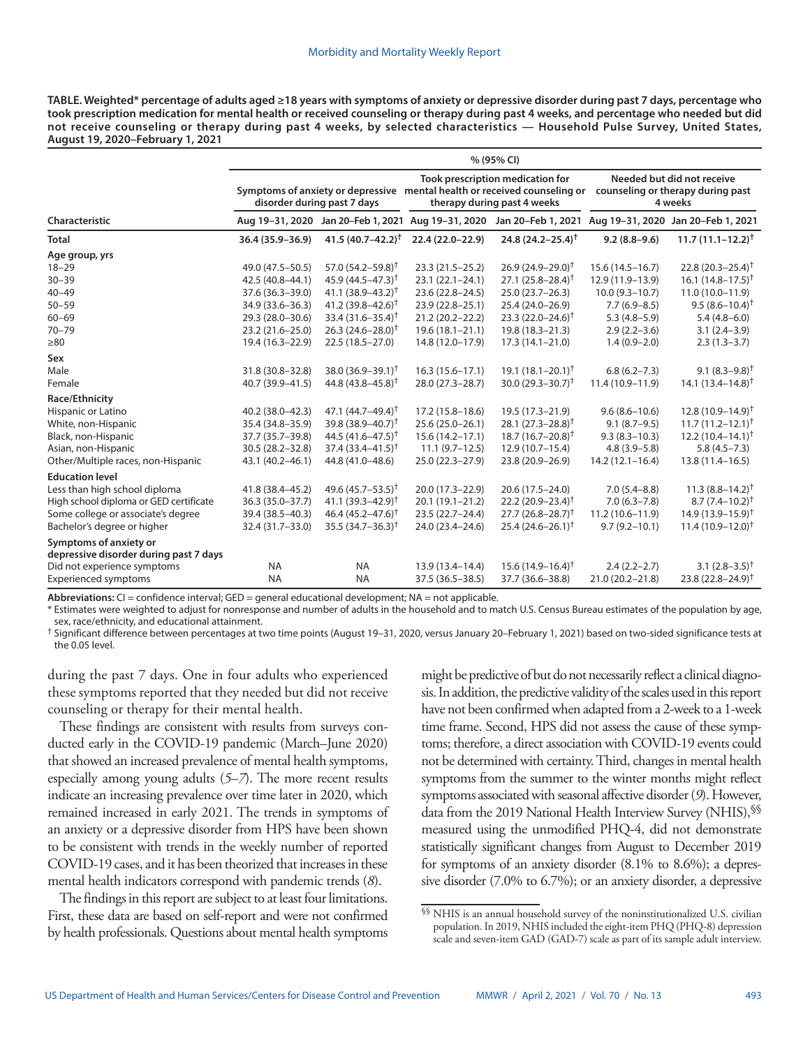**TABLE. Weighted* percentage of adults aged ≥18 years with symptoms of anxiety or depressive disorder during past 7 days, percentage who took prescription medication for mental health or received counseling or therapy during past 4 weeks, and percentage who needed but did not receive counseling or therapy during past 4 weeks, by selected characteristics — Household Pulse Survey, United States, August 19, 2020–February 1, 2021**

| Characteristic | Symptoms of anxiety or depressive disorder during past 7 days | | Took prescription medication for mental health or received counseling or therapy during past 4 weeks | | Needed but did not receive counseling or therapy during past 4 weeks | |
|---|---|---|---|---|---|---|
| | % (95% CI) | | | | | |
| | Aug 19–31, 2020 | Jan 20–Feb 1, 2021 | Aug 19–31, 2020 | Jan 20–Feb 1, 2021 | Aug 19–31, 2020 | Jan 20–Feb 1, 2021 |
| **Total** | **36.4 (35.9–36.9)** | **41.5 (40.7–42.2)†** | **22.4 (22.0–22.9)** | **24.8 (24.2–25.4)†** | **9.2 (8.8–9.6)** | **11.7 (11.1–12.2)†** |
| **Age group, yrs** | | | | | | |
| 18–29 | 49.0 (47.5–50.5) | 57.0 (54.2–59.8)† | 23.3 (21.5–25.2) | 26.9 (24.9–29.0)† | 15.6 (14.5–16.7) | 22.8 (20.3–25.4)† |
| 30–39 | 42.5 (40.8–44.1) | 45.9 (44.5–47.3)† | 23.1 (22.1–24.1) | 27.1 (25.8–28.4)† | 12.9 (11.9–13.9) | 16.1 (14.8–17.5)† |
| 40–49 | 37.6 (36.3–39.0) | 41.1 (38.9–43.2)† | 23.6 (22.8–24.5) | 25.0 (23.7–26.3) | 10.0 (9.3–10.7) | 11.0 (10.0–11.9) |
| 50–59 | 34.9 (33.6–36.3) | 41.2 (39.8–42.6)† | 23.9 (22.8–25.1) | 25.4 (24.0–26.9) | 7.7 (6.9–8.5) | 9.5 (8.6–10.4)† |
| 60–69 | 29.3 (28.0–30.6) | 33.4 (31.6–35.4)† | 21.2 (20.2–22.2) | 23.3 (22.0–24.6)† | 5.3 (4.8–5.9) | 5.4 (4.8–6.0) |
| 70–79 | 23.2 (21.6–25.0) | 26.3 (24.6–28.0)† | 19.6 (18.1–21.1) | 19.8 (18.3–21.3) | 2.9 (2.2–3.6) | 3.1 (2.4–3.9) |
| ≥80 | 19.4 (16.3–22.9) | 22.5 (18.5–27.0) | 14.8 (12.0–17.9) | 17.3 (14.1–21.0) | 1.4 (0.9–2.0) | 2.3 (1.3–3.7) |
| **Sex** | | | | | | |
| Male | 31.8 (30.8–32.8) | 38.0 (36.9–39.1)† | 16.3 (15.6–17.1) | 19.1 (18.1–20.1)† | 6.8 (6.2–7.3) | 9.1 (8.3–9.8)† |
| Female | 40.7 (39.9–41.5) | 44.8 (43.8–45.8)† | 28.0 (27.3–28.7) | 30.0 (29.3–30.7)† | 11.4 (10.9–11.9) | 14.1 (13.4–14.8)† |
| **Race/Ethnicity** | | | | | | |
| Hispanic or Latino | 40.2 (38.0–42.3) | 47.1 (44.7–49.4)† | 17.2 (15.8–18.6) | 19.5 (17.3–21.9) | 9.6 (8.6–10.6) | 12.8 (10.9–14.9)† |
| White, non-Hispanic | 35.4 (34.8–35.9) | 39.8 (38.9–40.7)† | 25.6 (25.0–26.1) | 28.1 (27.3–28.8)† | 9.1 (8.7–9.5) | 11.7 (11.2–12.1)† |
| Black, non-Hispanic | 37.7 (35.7–39.8) | 44.5 (41.6–47.5)† | 15.6 (14.2–17.1) | 18.7 (16.7–20.8)† | 9.3 (8.3–10.3) | 12.2 (10.4–14.1)† |
| Asian, non-Hispanic | 30.5 (28.2–32.8) | 37.4 (33.4–41.5)† | 11.1 (9.7–12.5) | 12.9 (10.7–15.4) | 4.8 (3.9–5.8) | 5.8 (4.5–7.3) |
| Other/Multiple races, non-Hispanic | 43.1 (40.2–46.1) | 44.8 (41.0–48.6) | 25.0 (22.3–27.9) | 23.8 (20.9–26.9) | 14.2 (12.1–16.4) | 13.8 (11.4–16.5) |
| **Education level** | | | | | | |
| Less than high school diploma | 41.8 (38.4–45.2) | 49.6 (45.7–53.5)† | 20.0 (17.3–22.9) | 20.6 (17.5–24.0) | 7.0 (5.4–8.8) | 11.3 (8.8–14.2)† |
| High school diploma or GED certificate | 36.3 (35.0–37.7) | 41.1 (39.3–42.9)† | 20.1 (19.1–21.2) | 22.2 (20.9–23.4)† | 7.0 (6.3–7.8) | 8.7 (7.4–10.2)† |
| Some college or associate's degree | 39.4 (38.5–40.3) | 46.4 (45.2–47.6)† | 23.5 (22.7–24.4) | 27.7 (26.8–28.7)† | 11.2 (10.6–11.9) | 14.9 (13.9–15.9)† |
| Bachelor's degree or higher | 32.4 (31.7–33.0) | 35.5 (34.7–36.3)† | 24.0 (23.4–24.6) | 25.4 (24.6–26.1)† | 9.7 (9.2–10.1) | 11.4 (10.9–12.0)† |
| **Symptoms of anxiety or depressive disorder during past 7 days** | | | | | | |
| Did not experience symptoms | NA | NA | 13.9 (13.4–14.4) | 15.6 (14.9–16.4)† | 2.4 (2.2–2.7) | 3.1 (2.8–3.5)† |
| Experienced symptoms | NA | NA | 37.5 (36.5–38.5) | 37.7 (36.6–38.8) | 21.0 (20.2–21.8) | 23.8 (22.8–24.9)† |

**Abbreviations:** CI = confidence interval; GED = general educational development; NA = not applicable.

\* Estimates were weighted to adjust for nonresponse and number of adults in the household and to match U.S. Census Bureau estimates of the population by age, sex, race/ethnicity, and educational attainment.

† Significant difference between percentages at two time points (August 19–31, 2020, versus January 20–February 1, 2021) based on two-sided significance tests at the 0.05 level.

during the past 7 days. One in four adults who experienced these symptoms reported that they needed but did not receive counseling or therapy for their mental health.

These findings are consistent with results from surveys conducted early in the COVID-19 pandemic (March–June 2020) that showed an increased prevalence of mental health symptoms, especially among young adults (*5–7*). The more recent results indicate an increasing prevalence over time later in 2020, which remained increased in early 2021. The trends in symptoms of an anxiety or a depressive disorder from HPS have been shown to be consistent with trends in the weekly number of reported COVID-19 cases, and it has been theorized that increases in these mental health indicators correspond with pandemic trends (*8*).

The findings in this report are subject to at least four limitations. First, these data are based on self-report and were not confirmed by health professionals. Questions about mental health symptoms might be predictive of but do not necessarily reflect a clinical diagnosis. In addition, the predictive validity of the scales used in this report have not been confirmed when adapted from a 2-week to a 1-week time frame. Second, HPS did not assess the cause of these symptoms; therefore, a direct association with COVID-19 events could not be determined with certainty. Third, changes in mental health symptoms from the summer to the winter months might reflect symptoms associated with seasonal affective disorder (*9*). However, data from the 2019 National Health Interview Survey (NHIS),§§ measured using the unmodified PHQ-4, did not demonstrate statistically significant changes from August to December 2019 for symptoms of an anxiety disorder (8.1% to 8.6%); a depressive disorder (7.0% to 6.7%); or an anxiety disorder, a depressive

§§ NHIS is an annual household survey of the noninstitutionalized U.S. civilian population. In 2019, NHIS included the eight-item PHQ (PHQ-8) depression scale and seven-item GAD (GAD-7) scale as part of its sample adult interview.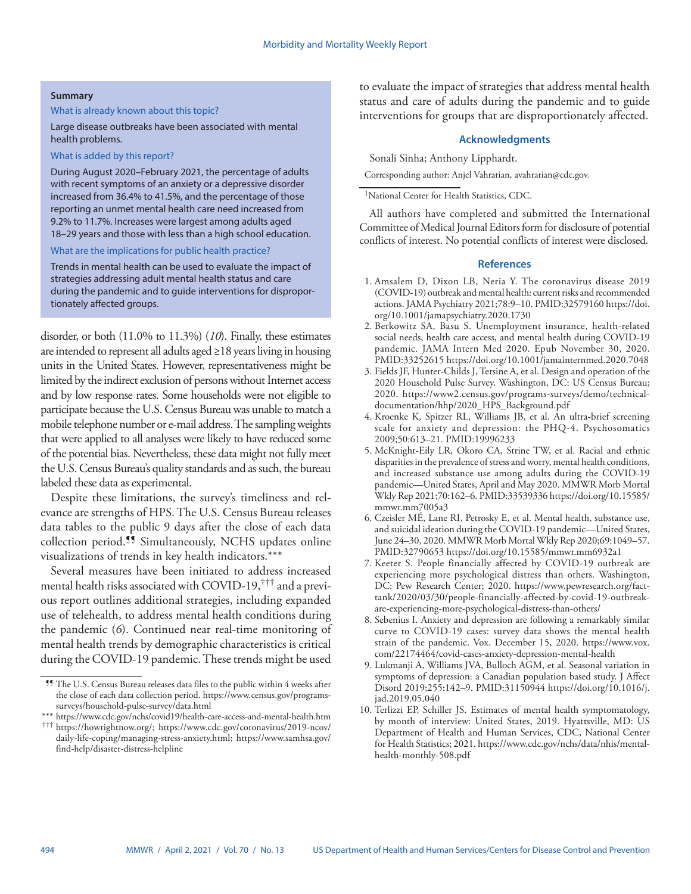**Summary**

What is already known about this topic?

Large disease outbreaks have been associated with mental health problems.

What is added by this report?

During August 2020–February 2021, the percentage of adults with recent symptoms of an anxiety or a depressive disorder increased from 36.4% to 41.5%, and the percentage of those reporting an unmet mental health care need increased from 9.2% to 11.7%. Increases were largest among adults aged 18–29 years and those with less than a high school education.

What are the implications for public health practice?

Trends in mental health can be used to evaluate the impact of strategies addressing adult mental health status and care during the pandemic and to guide interventions for disproportionately affected groups.

disorder, or both (11.0% to 11.3%) (*10*). Finally, these estimates are intended to represent all adults aged ≥18 years living in housing units in the United States. However, representativeness might be limited by the indirect exclusion of persons without Internet access and by low response rates. Some households were not eligible to participate because the U.S. Census Bureau was unable to match a mobile telephone number or e-mail address. The sampling weights that were applied to all analyses were likely to have reduced some of the potential bias. Nevertheless, these data might not fully meet the U.S. Census Bureau's quality standards and as such, the bureau labeled these data as experimental.

Despite these limitations, the survey's timeliness and relevance are strengths of HPS. The U.S. Census Bureau releases data tables to the public 9 days after the close of each data collection period.[¶¶] Simultaneously, NCHS updates online visualizations of trends in key health indicators.[***]

Several measures have been initiated to address increased mental health risks associated with COVID-19,[†††] and a previous report outlines additional strategies, including expanded use of telehealth, to address mental health conditions during the pandemic (*6*). Continued near real-time monitoring of mental health trends by demographic characteristics is critical during the COVID-19 pandemic. These trends might be used to evaluate the impact of strategies that address mental health status and care of adults during the pandemic and to guide interventions for groups that are disproportionately affected.

## Acknowledgments

Sonali Sinha; Anthony Lipphardt.

Corresponding author: Anjel Vahratian, avahratian@cdc.gov.

[1]National Center for Health Statistics, CDC.

All authors have completed and submitted the International Committee of Medical Journal Editors form for disclosure of potential conflicts of interest. No potential conflicts of interest were disclosed.

[¶¶] The U.S. Census Bureau releases data files to the public within 4 weeks after the close of each data collection period. https://www.census.gov/programs-surveys/household-pulse-survey/data.html

[***] https://www.cdc.gov/nchs/covid19/health-care-access-and-mental-health.htm

[†††] https://howrightnow.org/; https://www.cdc.gov/coronavirus/2019-ncov/daily-life-coping/managing-stress-anxiety.html; https://www.samhsa.gov/find-help/disaster-distress-helpline

## References

1. Amsalem D, Dixon LB, Neria Y. The coronavirus disease 2019 (COVID-19) outbreak and mental health: current risks and recommended actions. JAMA Psychiatry 2021;78:9–10. PMID:32579160 https://doi.org/10.1001/jamapsychiatry.2020.1730
2. Berkowitz SA, Basu S. Unemployment insurance, health-related social needs, health care access, and mental health during COVID-19 pandemic. JAMA Intern Med 2020. Epub November 30, 2020. PMID:33252615 https://doi.org/10.1001/jamainternmed.2020.7048
3. Fields JF, Hunter-Childs J, Tersine A, et al. Design and operation of the 2020 Household Pulse Survey. Washington, DC: US Census Bureau; 2020. https://www2.census.gov/programs-surveys/demo/technical-documentation/hhp/2020_HPS_Background.pdf
4. Kroenke K, Spitzer RL, Williams JB, et al. An ultra-brief screening scale for anxiety and depression: the PHQ-4. Psychosomatics 2009;50:613–21. PMID:19996233
5. McKnight-Eily LR, Okoro CA, Strine TW, et al. Racial and ethnic disparities in the prevalence of stress and worry, mental health conditions, and increased substance use among adults during the COVID-19 pandemic—United States, April and May 2020. MMWR Morb Mortal Wkly Rep 2021;70:162–6. PMID:33539336 https://doi.org/10.15585/mmwr.mm7005a3
6. Czeisler MÉ, Lane RI, Petrosky E, et al. Mental health, substance use, and suicidal ideation during the COVID-19 pandemic—United States, June 24–30, 2020. MMWR Morb Mortal Wkly Rep 2020;69:1049–57. PMID:32790653 https://doi.org/10.15585/mmwr.mm6932a1
7. Keeter S. People financially affected by COVID-19 outbreak are experiencing more psychological distress than others. Washington, DC: Pew Research Center; 2020. https://www.pewresearch.org/fact-tank/2020/03/30/people-financially-affected-by-covid-19-outbreak-are-experiencing-more-psychological-distress-than-others/
8. Sebenius I. Anxiety and depression are following a remarkably similar curve to COVID-19 cases: survey data shows the mental health strain of the pandemic. Vox. December 15, 2020. https://www.vox.com/22174464/covid-cases-anxiety-depression-mental-health
9. Lukmanji A, Williams JVA, Bulloch AGM, et al. Seasonal variation in symptoms of depression: a Canadian population based study. J Affect Disord 2019;255:142–9. PMID:31150944 https://doi.org/10.1016/j.jad.2019.05.040
10. Terlizzi EP, Schiller JS. Estimates of mental health symptomatology, by month of interview: United States, 2019. Hyattsville, MD: US Department of Health and Human Services, CDC, National Center for Health Statistics; 2021. https://www.cdc.gov/nchs/data/nhis/mental-health-monthly-508.pdf